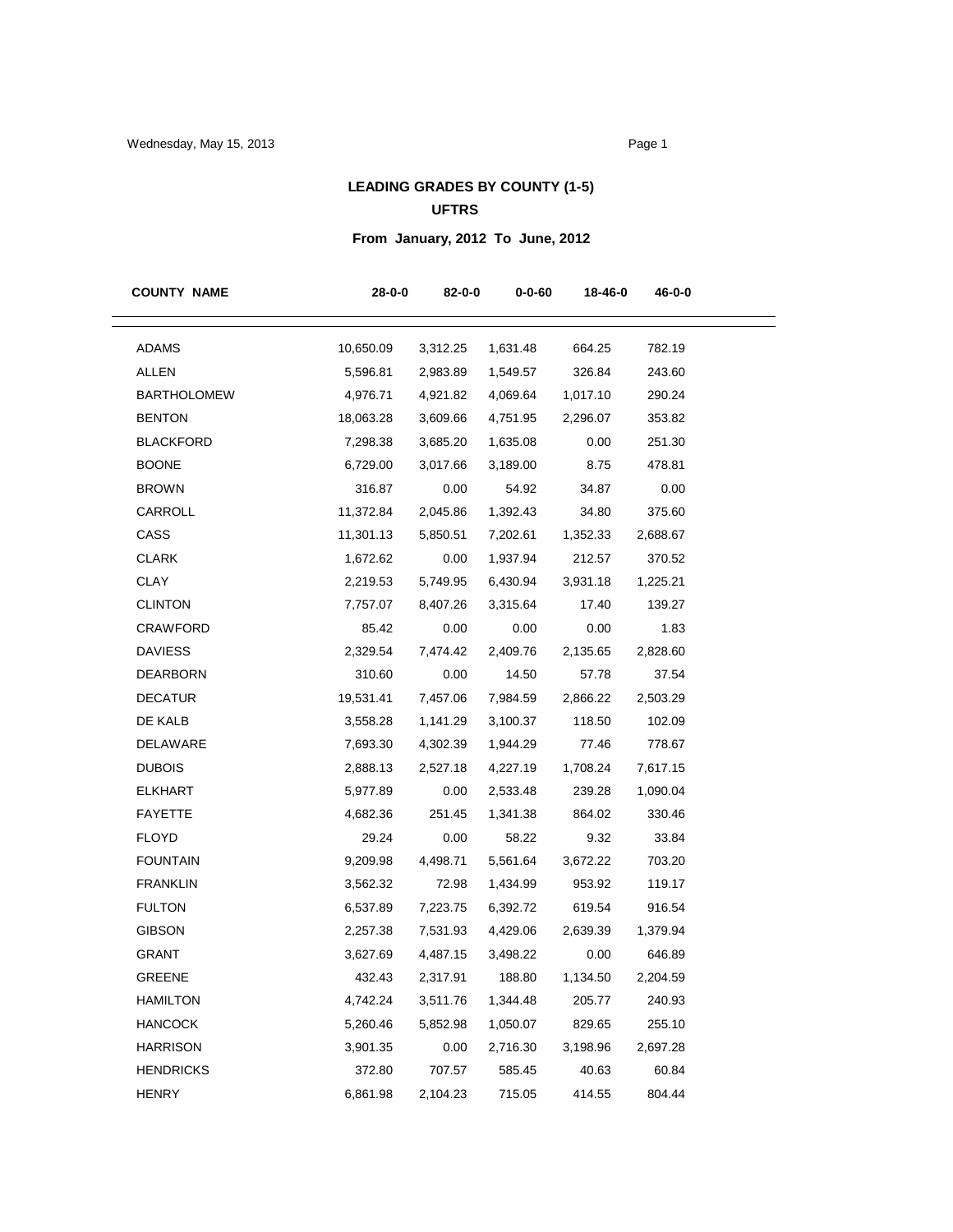# LEADING GRADES BY COUNTY (1-5)

## UFTRS

### From January, 2012 To June, 2012

| COUNTY NAME | 28-0-0 | 82-0-0 | 0-0-60 | 18-46-0 | 46-0-0 |
|---|---|---|---|---|---|
| ADAMS | 10,650.09 | 3,312.25 | 1,631.48 | 664.25 | 782.19 |
| ALLEN | 5,596.81 | 2,983.89 | 1,549.57 | 326.84 | 243.60 |
| BARTHOLOMEW | 4,976.71 | 4,921.82 | 4,069.64 | 1,017.10 | 290.24 |
| BENTON | 18,063.28 | 3,609.66 | 4,751.95 | 2,296.07 | 353.82 |
| BLACKFORD | 7,298.38 | 3,685.20 | 1,635.08 | 0.00 | 251.30 |
| BOONE | 6,729.00 | 3,017.66 | 3,189.00 | 8.75 | 478.81 |
| BROWN | 316.87 | 0.00 | 54.92 | 34.87 | 0.00 |
| CARROLL | 11,372.84 | 2,045.86 | 1,392.43 | 34.80 | 375.60 |
| CASS | 11,301.13 | 5,850.51 | 7,202.61 | 1,352.33 | 2,688.67 |
| CLARK | 1,672.62 | 0.00 | 1,937.94 | 212.57 | 370.52 |
| CLAY | 2,219.53 | 5,749.95 | 6,430.94 | 3,931.18 | 1,225.21 |
| CLINTON | 7,757.07 | 8,407.26 | 3,315.64 | 17.40 | 139.27 |
| CRAWFORD | 85.42 | 0.00 | 0.00 | 0.00 | 1.83 |
| DAVIESS | 2,329.54 | 7,474.42 | 2,409.76 | 2,135.65 | 2,828.60 |
| DEARBORN | 310.60 | 0.00 | 14.50 | 57.78 | 37.54 |
| DECATUR | 19,531.41 | 7,457.06 | 7,984.59 | 2,866.22 | 2,503.29 |
| DE KALB | 3,558.28 | 1,141.29 | 3,100.37 | 118.50 | 102.09 |
| DELAWARE | 7,693.30 | 4,302.39 | 1,944.29 | 77.46 | 778.67 |
| DUBOIS | 2,888.13 | 2,527.18 | 4,227.19 | 1,708.24 | 7,617.15 |
| ELKHART | 5,977.89 | 0.00 | 2,533.48 | 239.28 | 1,090.04 |
| FAYETTE | 4,682.36 | 251.45 | 1,341.38 | 864.02 | 330.46 |
| FLOYD | 29.24 | 0.00 | 58.22 | 9.32 | 33.84 |
| FOUNTAIN | 9,209.98 | 4,498.71 | 5,561.64 | 3,672.22 | 703.20 |
| FRANKLIN | 3,562.32 | 72.98 | 1,434.99 | 953.92 | 119.17 |
| FULTON | 6,537.89 | 7,223.75 | 6,392.72 | 619.54 | 916.54 |
| GIBSON | 2,257.38 | 7,531.93 | 4,429.06 | 2,639.39 | 1,379.94 |
| GRANT | 3,627.69 | 4,487.15 | 3,498.22 | 0.00 | 646.89 |
| GREENE | 432.43 | 2,317.91 | 188.80 | 1,134.50 | 2,204.59 |
| HAMILTON | 4,742.24 | 3,511.76 | 1,344.48 | 205.77 | 240.93 |
| HANCOCK | 5,260.46 | 5,852.98 | 1,050.07 | 829.65 | 255.10 |
| HARRISON | 3,901.35 | 0.00 | 2,716.30 | 3,198.96 | 2,697.28 |
| HENDRICKS | 372.80 | 707.57 | 585.45 | 40.63 | 60.84 |
| HENRY | 6,861.98 | 2,104.23 | 715.05 | 414.55 | 804.44 |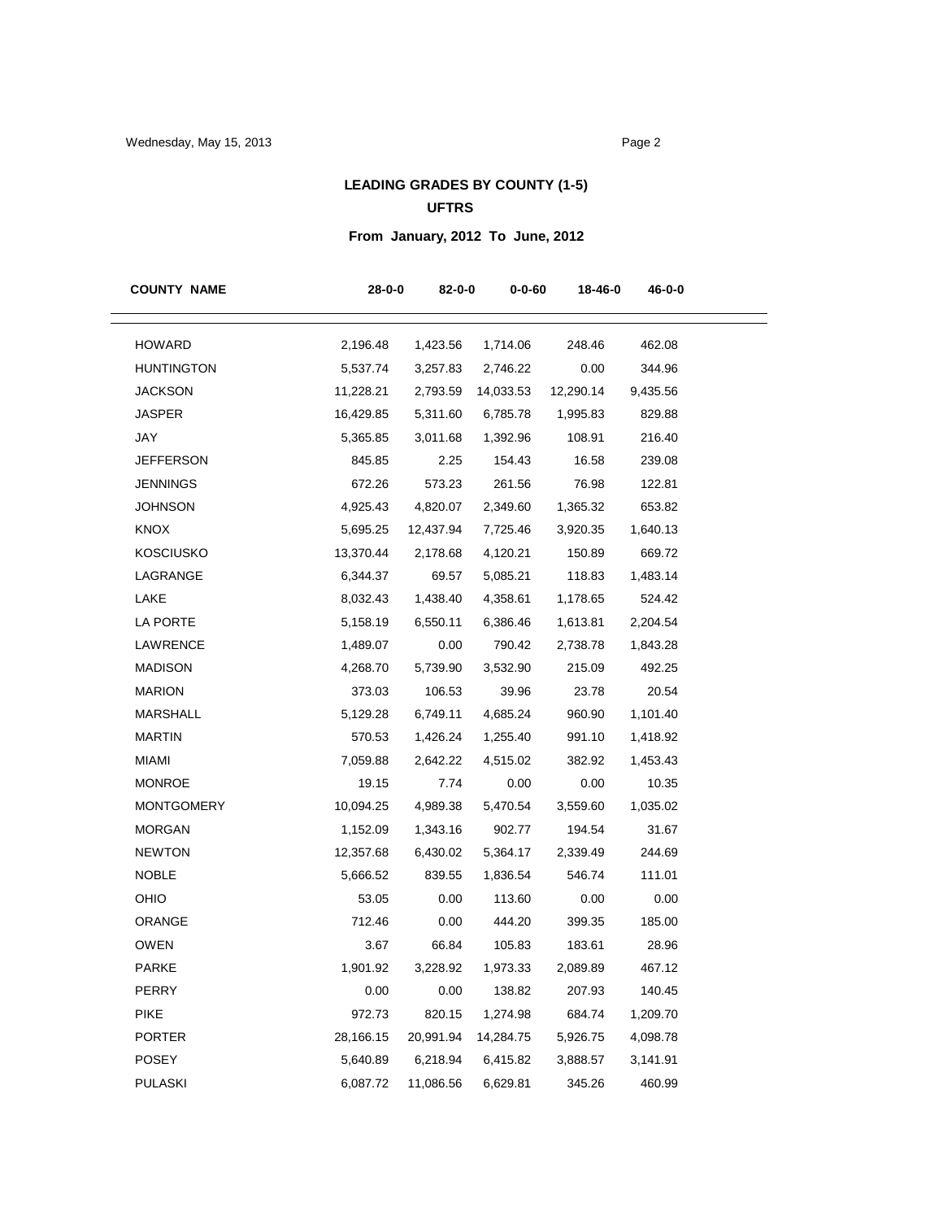## LEADING GRADES BY COUNTY (1-5)

### UFTRS

### From January, 2012 To June, 2012

| COUNTY NAME | 28-0-0 | 82-0-0 | 0-0-60 | 18-46-0 | 46-0-0 |
|---|---|---|---|---|---|
| HOWARD | 2,196.48 | 1,423.56 | 1,714.06 | 248.46 | 462.08 |
| HUNTINGTON | 5,537.74 | 3,257.83 | 2,746.22 | 0.00 | 344.96 |
| JACKSON | 11,228.21 | 2,793.59 | 14,033.53 | 12,290.14 | 9,435.56 |
| JASPER | 16,429.85 | 5,311.60 | 6,785.78 | 1,995.83 | 829.88 |
| JAY | 5,365.85 | 3,011.68 | 1,392.96 | 108.91 | 216.40 |
| JEFFERSON | 845.85 | 2.25 | 154.43 | 16.58 | 239.08 |
| JENNINGS | 672.26 | 573.23 | 261.56 | 76.98 | 122.81 |
| JOHNSON | 4,925.43 | 4,820.07 | 2,349.60 | 1,365.32 | 653.82 |
| KNOX | 5,695.25 | 12,437.94 | 7,725.46 | 3,920.35 | 1,640.13 |
| KOSCIUSKO | 13,370.44 | 2,178.68 | 4,120.21 | 150.89 | 669.72 |
| LAGRANGE | 6,344.37 | 69.57 | 5,085.21 | 118.83 | 1,483.14 |
| LAKE | 8,032.43 | 1,438.40 | 4,358.61 | 1,178.65 | 524.42 |
| LA PORTE | 5,158.19 | 6,550.11 | 6,386.46 | 1,613.81 | 2,204.54 |
| LAWRENCE | 1,489.07 | 0.00 | 790.42 | 2,738.78 | 1,843.28 |
| MADISON | 4,268.70 | 5,739.90 | 3,532.90 | 215.09 | 492.25 |
| MARION | 373.03 | 106.53 | 39.96 | 23.78 | 20.54 |
| MARSHALL | 5,129.28 | 6,749.11 | 4,685.24 | 960.90 | 1,101.40 |
| MARTIN | 570.53 | 1,426.24 | 1,255.40 | 991.10 | 1,418.92 |
| MIAMI | 7,059.88 | 2,642.22 | 4,515.02 | 382.92 | 1,453.43 |
| MONROE | 19.15 | 7.74 | 0.00 | 0.00 | 10.35 |
| MONTGOMERY | 10,094.25 | 4,989.38 | 5,470.54 | 3,559.60 | 1,035.02 |
| MORGAN | 1,152.09 | 1,343.16 | 902.77 | 194.54 | 31.67 |
| NEWTON | 12,357.68 | 6,430.02 | 5,364.17 | 2,339.49 | 244.69 |
| NOBLE | 5,666.52 | 839.55 | 1,836.54 | 546.74 | 111.01 |
| OHIO | 53.05 | 0.00 | 113.60 | 0.00 | 0.00 |
| ORANGE | 712.46 | 0.00 | 444.20 | 399.35 | 185.00 |
| OWEN | 3.67 | 66.84 | 105.83 | 183.61 | 28.96 |
| PARKE | 1,901.92 | 3,228.92 | 1,973.33 | 2,089.89 | 467.12 |
| PERRY | 0.00 | 0.00 | 138.82 | 207.93 | 140.45 |
| PIKE | 972.73 | 820.15 | 1,274.98 | 684.74 | 1,209.70 |
| PORTER | 28,166.15 | 20,991.94 | 14,284.75 | 5,926.75 | 4,098.78 |
| POSEY | 5,640.89 | 6,218.94 | 6,415.82 | 3,888.57 | 3,141.91 |
| PULASKI | 6,087.72 | 11,086.56 | 6,629.81 | 345.26 | 460.99 |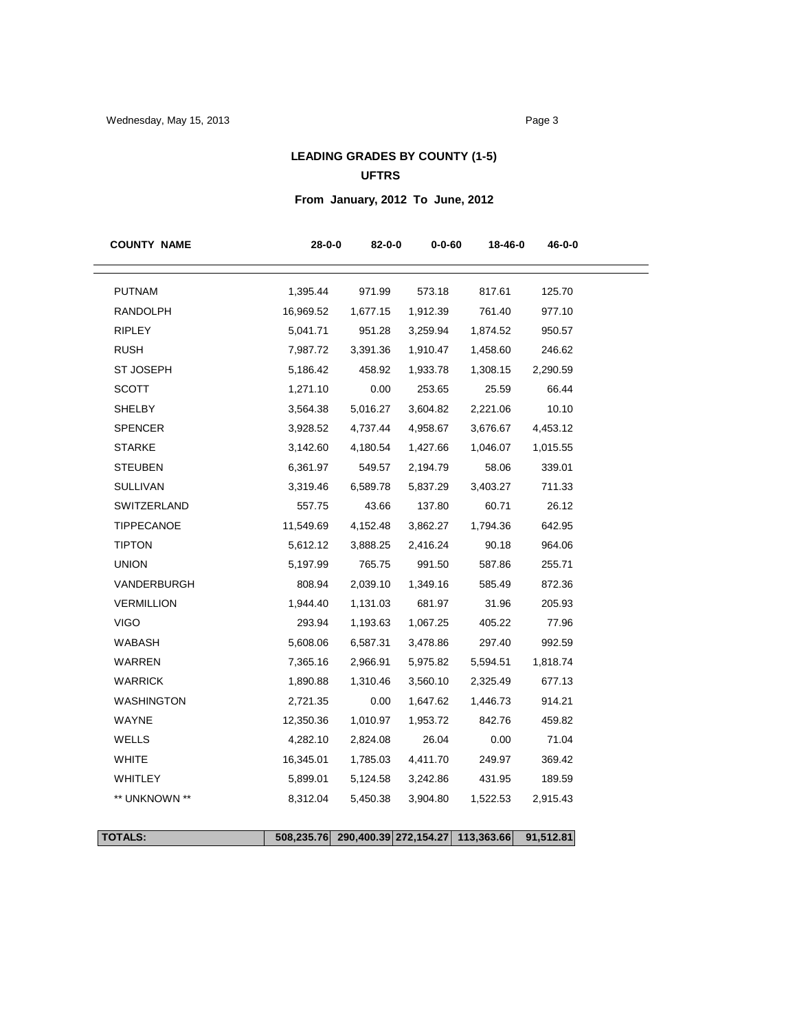## LEADING GRADES BY COUNTY (1-5)

### UFTRS

### From January, 2012 To June, 2012

| COUNTY NAME | 28-0-0 | 82-0-0 | 0-0-60 | 18-46-0 | 46-0-0 |
|---|---|---|---|---|---|
| PUTNAM | 1,395.44 | 971.99 | 573.18 | 817.61 | 125.70 |
| RANDOLPH | 16,969.52 | 1,677.15 | 1,912.39 | 761.40 | 977.10 |
| RIPLEY | 5,041.71 | 951.28 | 3,259.94 | 1,874.52 | 950.57 |
| RUSH | 7,987.72 | 3,391.36 | 1,910.47 | 1,458.60 | 246.62 |
| ST JOSEPH | 5,186.42 | 458.92 | 1,933.78 | 1,308.15 | 2,290.59 |
| SCOTT | 1,271.10 | 0.00 | 253.65 | 25.59 | 66.44 |
| SHELBY | 3,564.38 | 5,016.27 | 3,604.82 | 2,221.06 | 10.10 |
| SPENCER | 3,928.52 | 4,737.44 | 4,958.67 | 3,676.67 | 4,453.12 |
| STARKE | 3,142.60 | 4,180.54 | 1,427.66 | 1,046.07 | 1,015.55 |
| STEUBEN | 6,361.97 | 549.57 | 2,194.79 | 58.06 | 339.01 |
| SULLIVAN | 3,319.46 | 6,589.78 | 5,837.29 | 3,403.27 | 711.33 |
| SWITZERLAND | 557.75 | 43.66 | 137.80 | 60.71 | 26.12 |
| TIPPECANOE | 11,549.69 | 4,152.48 | 3,862.27 | 1,794.36 | 642.95 |
| TIPTON | 5,612.12 | 3,888.25 | 2,416.24 | 90.18 | 964.06 |
| UNION | 5,197.99 | 765.75 | 991.50 | 587.86 | 255.71 |
| VANDERBURGH | 808.94 | 2,039.10 | 1,349.16 | 585.49 | 872.36 |
| VERMILLION | 1,944.40 | 1,131.03 | 681.97 | 31.96 | 205.93 |
| VIGO | 293.94 | 1,193.63 | 1,067.25 | 405.22 | 77.96 |
| WABASH | 5,608.06 | 6,587.31 | 3,478.86 | 297.40 | 992.59 |
| WARREN | 7,365.16 | 2,966.91 | 5,975.82 | 5,594.51 | 1,818.74 |
| WARRICK | 1,890.88 | 1,310.46 | 3,560.10 | 2,325.49 | 677.13 |
| WASHINGTON | 2,721.35 | 0.00 | 1,647.62 | 1,446.73 | 914.21 |
| WAYNE | 12,350.36 | 1,010.97 | 1,953.72 | 842.76 | 459.82 |
| WELLS | 4,282.10 | 2,824.08 | 26.04 | 0.00 | 71.04 |
| WHITE | 16,345.01 | 1,785.03 | 4,411.70 | 249.97 | 369.42 |
| WHITLEY | 5,899.01 | 5,124.58 | 3,242.86 | 431.95 | 189.59 |
| ** UNKNOWN ** | 8,312.04 | 5,450.38 | 3,904.80 | 1,522.53 | 2,915.43 |
| **TOTALS:** | **508,235.76** | **290,400.39** | **272,154.27** | **113,363.66** | **91,512.81** |